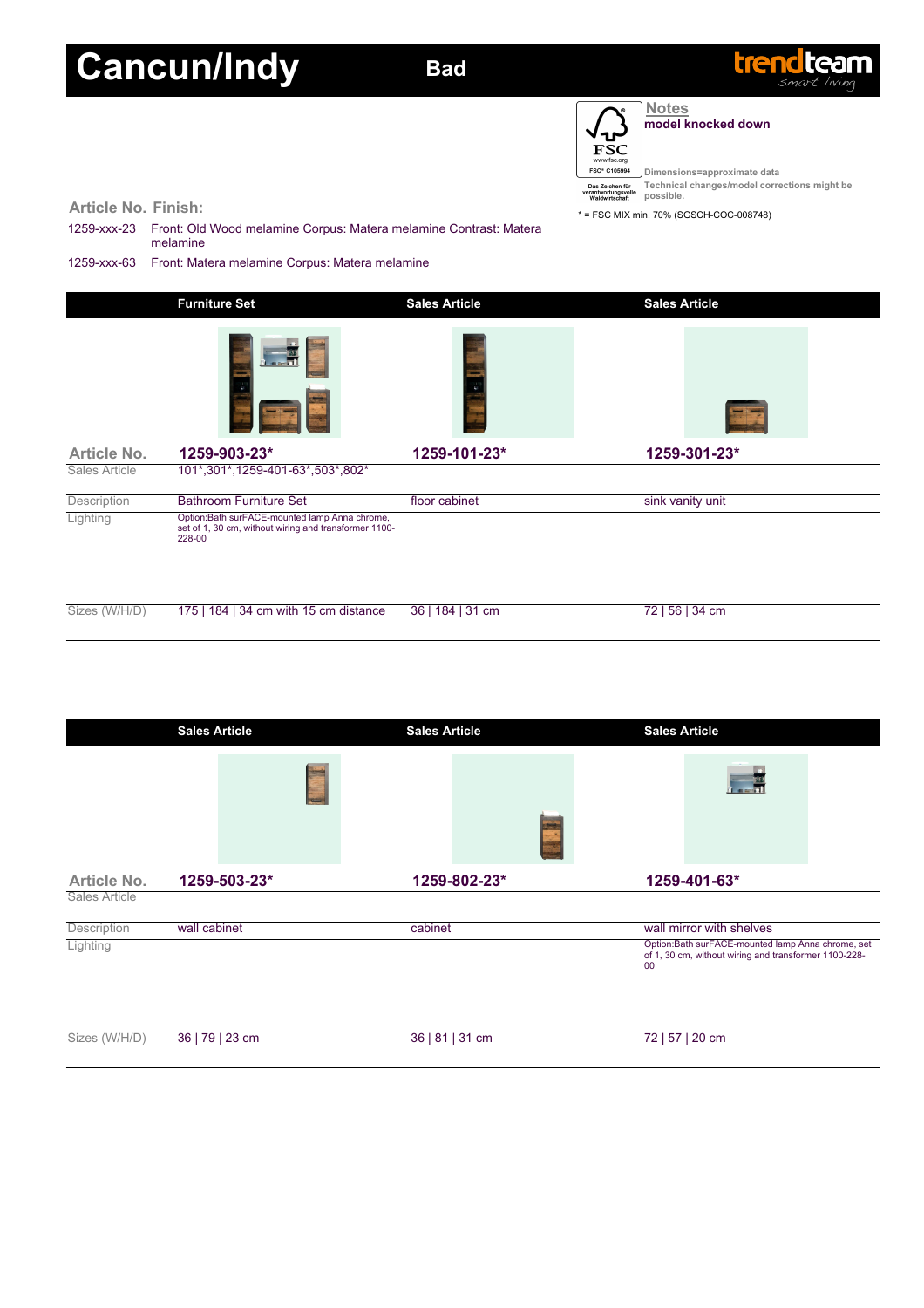# Cancun/Indy

**Bad**

trendteam smart living

**Notes**
**model knocked down**

Dimensions=approximate data
Technical changes/model corrections might be possible.

FSC www.fsc.org FSC® C105994
Das Zeichen für verantwortungsvolle Waldwirtschaft

* = FSC MIX min. 70% (SGSCH-COC-008748)

| Article No. | Finish: |
|---|---|
| 1259-xxx-23 | Front: Old Wood melamine Corpus: Matera melamine Contrast: Matera melamine |
| 1259-xxx-63 | Front: Matera melamine Corpus: Matera melamine |

| | Furniture Set | Sales Article | Sales Article |
|---|---|---|---|
| Article No. | 1259-903-23* | 1259-101-23* | 1259-301-23* |
| Sales Article | 101*,301*,1259-401-63*,503*,802* | | |
| Description | Bathroom Furniture Set | floor cabinet | sink vanity unit |
| Lighting | Option:Bath surFACE-mounted lamp Anna chrome, set of 1, 30 cm, without wiring and transformer 1100-228-00 | | |
| Sizes (W/H/D) | 175 \| 184 \| 34 cm with 15 cm distance | 36 \| 184 \| 31 cm | 72 \| 56 \| 34 cm |

| | Sales Article | Sales Article | Sales Article |
|---|---|---|---|
| Article No. | 1259-503-23* | 1259-802-23* | 1259-401-63* |
| Sales Article | | | |
| Description | wall cabinet | cabinet | wall mirror with shelves |
| Lighting | | | Option:Bath surFACE-mounted lamp Anna chrome, set of 1, 30 cm, without wiring and transformer 1100-228-00 |
| Sizes (W/H/D) | 36 \| 79 \| 23 cm | 36 \| 81 \| 31 cm | 72 \| 57 \| 20 cm |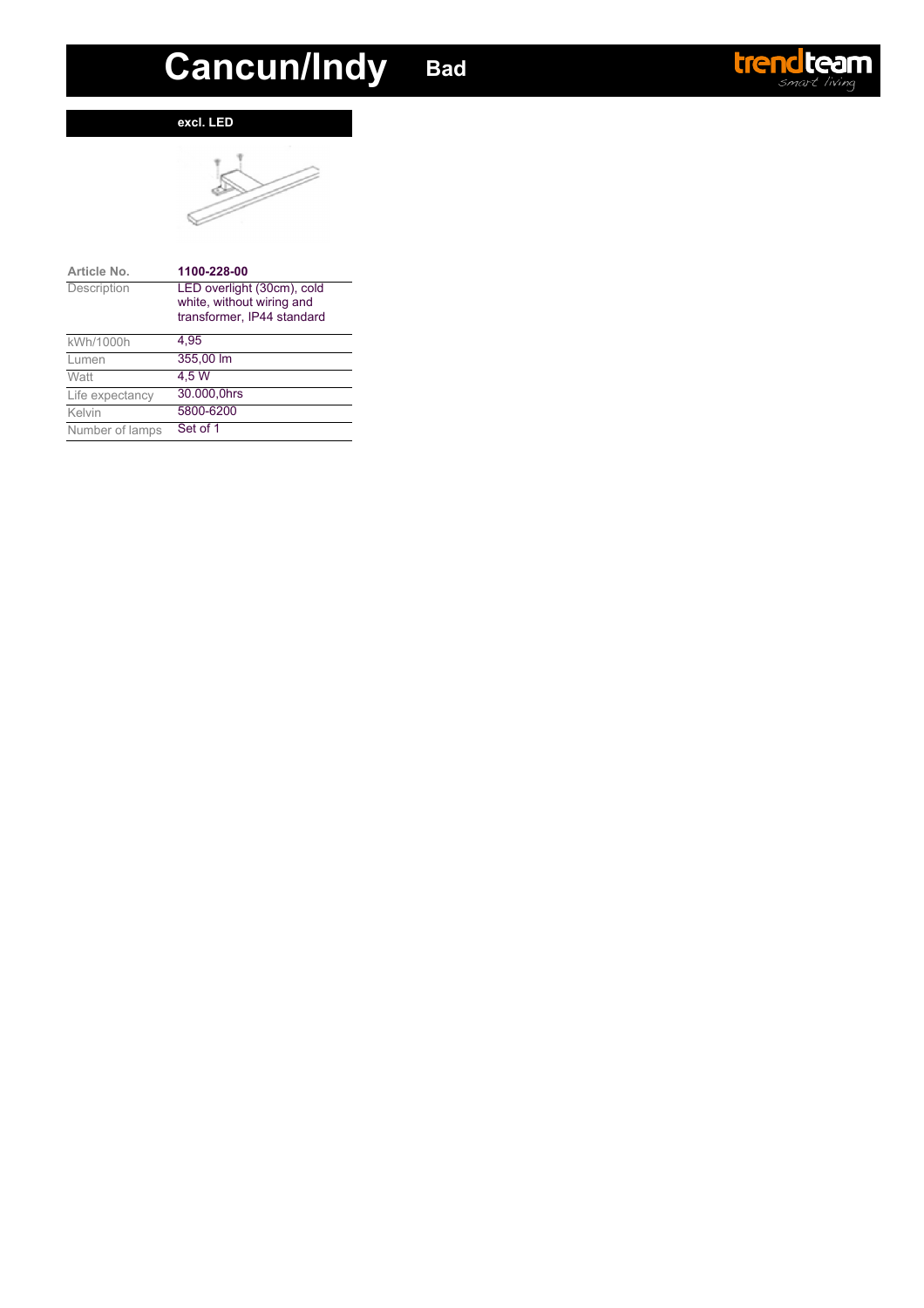# Cancun/Indy Bad

## excl. LED

| Article No. | 1100-228-00 |
| --- | --- |
| Description | LED overlight (30cm), cold white, without wiring and transformer, IP44 standard |
| kWh/1000h | 4,95 |
| Lumen | 355,00 lm |
| Watt | 4,5 W |
| Life expectancy | 30.000,0hrs |
| Kelvin | 5800-6200 |
| Number of lamps | Set of 1 |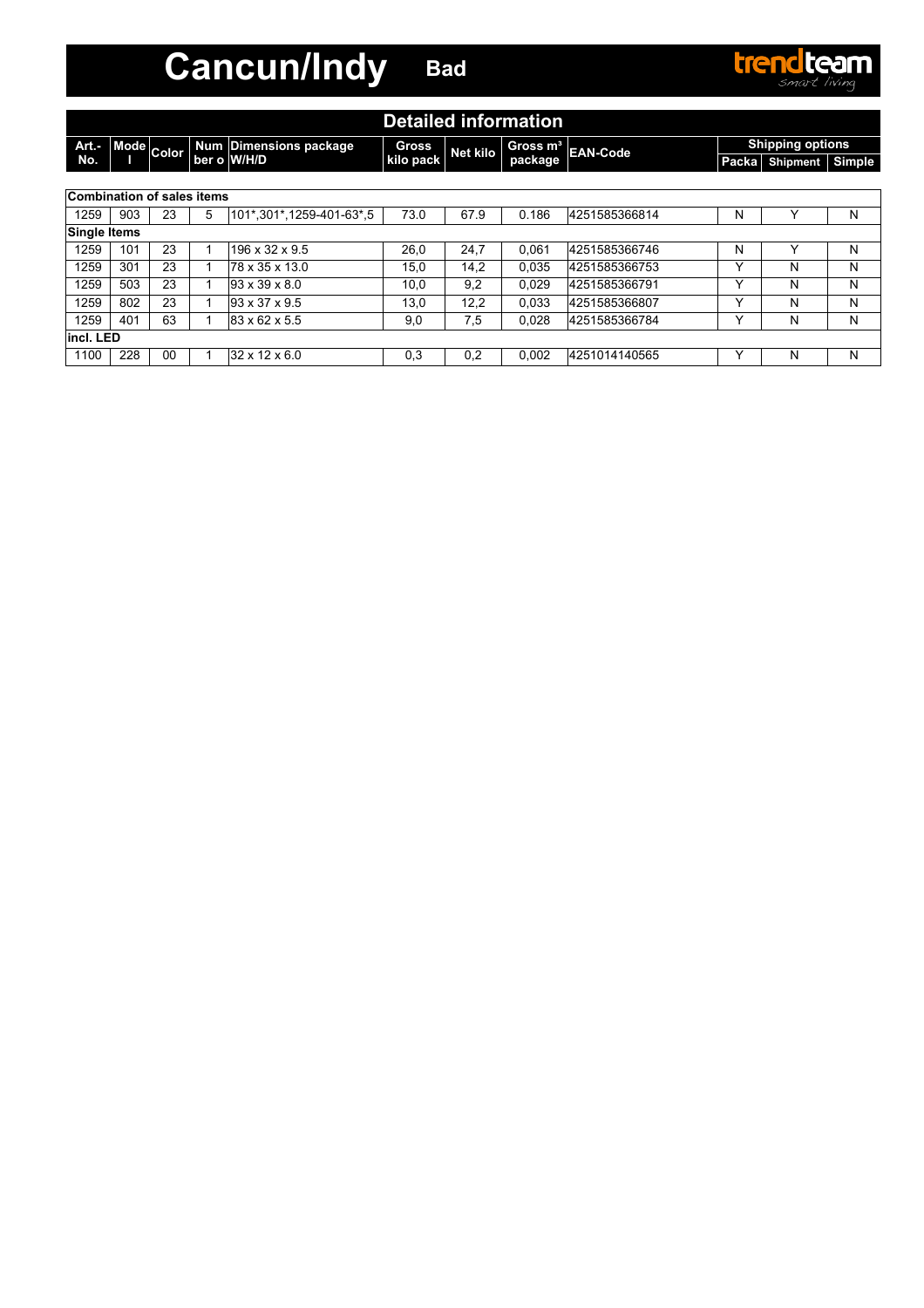# Cancun/Indy Bad

trendteam smart living

## Detailed information

| Art.-No. | Model | Color | Number o | Dimensions package W/H/D | Gross kilo pack | Net kilo | Gross m³ package | EAN-Code | Shipping options | | |
|---|---|---|---|---|---|---|---|---|---|---|---|
| | | | | | | | | | Packa | Shipment | Simple |
| **Combination of sales items** | | | | | | | | | | | |
| 1259 | 903 | 23 | 5 | 101*,301*,1259-401-63*,5 | 73.0 | 67.9 | 0.186 | 4251585366814 | N | Y | N |
| **Single Items** | | | | | | | | | | | |
| 1259 | 101 | 23 | 1 | 196 x 32 x 9.5 | 26,0 | 24,7 | 0,061 | 4251585366746 | N | Y | N |
| 1259 | 301 | 23 | 1 | 78 x 35 x 13.0 | 15,0 | 14,2 | 0,035 | 4251585366753 | Y | N | N |
| 1259 | 503 | 23 | 1 | 93 x 39 x 8.0 | 10,0 | 9,2 | 0,029 | 4251585366791 | Y | N | N |
| 1259 | 802 | 23 | 1 | 93 x 37 x 9.5 | 13,0 | 12,2 | 0,033 | 4251585366807 | Y | N | N |
| 1259 | 401 | 63 | 1 | 83 x 62 x 5.5 | 9,0 | 7,5 | 0,028 | 4251585366784 | Y | N | N |
| **incl. LED** | | | | | | | | | | | |
| 1100 | 228 | 00 | 1 | 32 x 12 x 6.0 | 0,3 | 0,2 | 0,002 | 4251014140565 | Y | N | N |